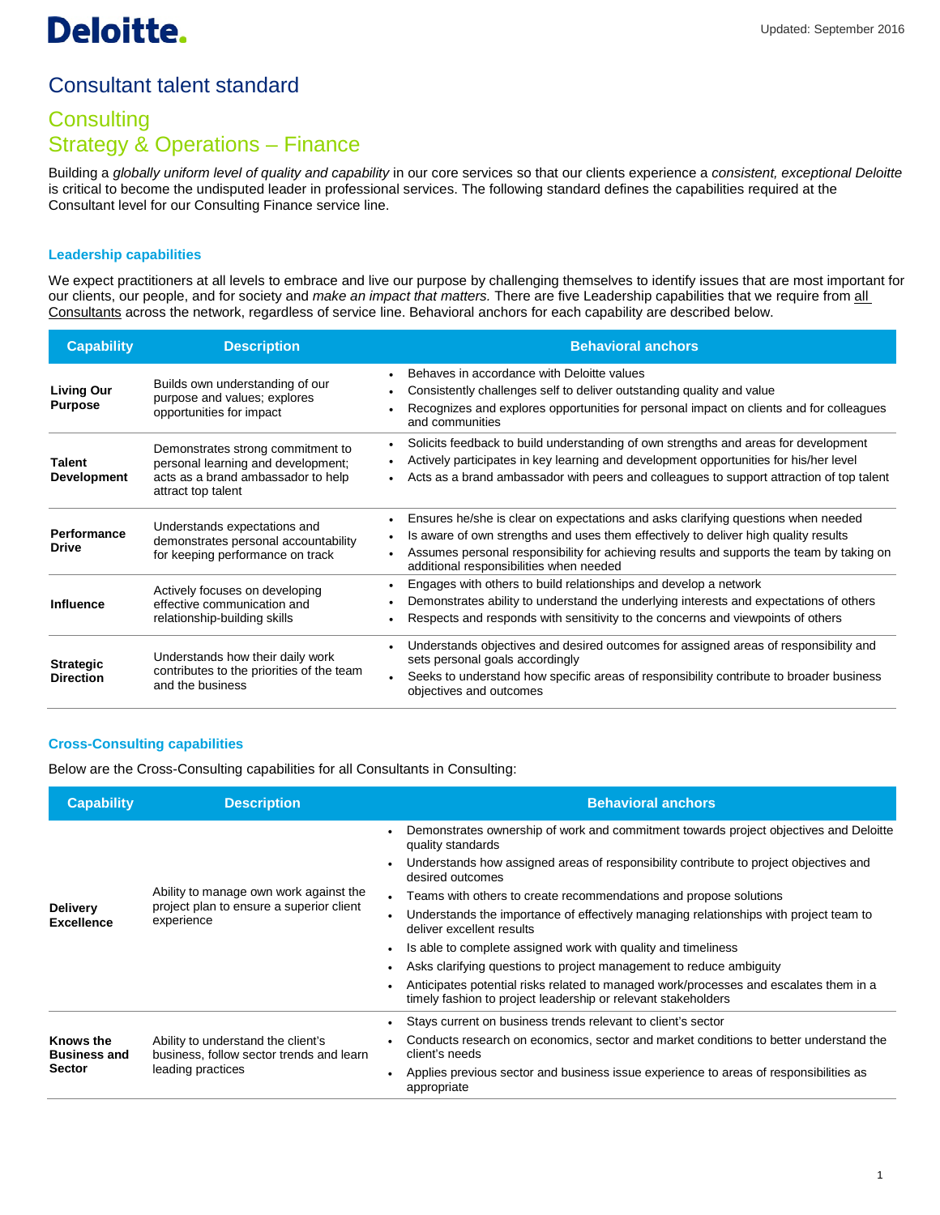Deloitte.

Updated: September 2016

# Consultant talent standard

## Consulting
## Strategy & Operations – Finance

Building a *globally uniform level of quality and capability* in our core services so that our clients experience a *consistent, exceptional Deloitte* is critical to become the undisputed leader in professional services. The following standard defines the capabilities required at the Consultant level for our Consulting Finance service line.

### Leadership capabilities

We expect practitioners at all levels to embrace and live our purpose by challenging themselves to identify issues that are most important for our clients, our people, and for society and *make an impact that matters.* There are five Leadership capabilities that we require from all Consultants across the network, regardless of service line. Behavioral anchors for each capability are described below.

| Capability | Description | Behavioral anchors |
|---|---|---|
| **Living Our Purpose** | Builds own understanding of our purpose and values; explores opportunities for impact | • Behaves in accordance with Deloitte values<br>• Consistently challenges self to deliver outstanding quality and value<br>• Recognizes and explores opportunities for personal impact on clients and for colleagues and communities |
| **Talent Development** | Demonstrates strong commitment to personal learning and development; acts as a brand ambassador to help attract top talent | • Solicits feedback to build understanding of own strengths and areas for development<br>• Actively participates in key learning and development opportunities for his/her level<br>• Acts as a brand ambassador with peers and colleagues to support attraction of top talent |
| **Performance Drive** | Understands expectations and demonstrates personal accountability for keeping performance on track | • Ensures he/she is clear on expectations and asks clarifying questions when needed<br>• Is aware of own strengths and uses them effectively to deliver high quality results<br>• Assumes personal responsibility for achieving results and supports the team by taking on additional responsibilities when needed |
| **Influence** | Actively focuses on developing effective communication and relationship-building skills | • Engages with others to build relationships and develop a network<br>• Demonstrates ability to understand the underlying interests and expectations of others<br>• Respects and responds with sensitivity to the concerns and viewpoints of others |
| **Strategic Direction** | Understands how their daily work contributes to the priorities of the team and the business | • Understands objectives and desired outcomes for assigned areas of responsibility and sets personal goals accordingly<br>• Seeks to understand how specific areas of responsibility contribute to broader business objectives and outcomes |

### Cross-Consulting capabilities

Below are the Cross-Consulting capabilities for all Consultants in Consulting:

| Capability | Description | Behavioral anchors |
|---|---|---|
| **Delivery Excellence** | Ability to manage own work against the project plan to ensure a superior client experience | • Demonstrates ownership of work and commitment towards project objectives and Deloitte quality standards<br>• Understands how assigned areas of responsibility contribute to project objectives and desired outcomes<br>• Teams with others to create recommendations and propose solutions<br>• Understands the importance of effectively managing relationships with project team to deliver excellent results<br>• Is able to complete assigned work with quality and timeliness<br>• Asks clarifying questions to project management to reduce ambiguity<br>• Anticipates potential risks related to managed work/processes and escalates them in a timely fashion to project leadership or relevant stakeholders |
| **Knows the Business and Sector** | Ability to understand the client's business, follow sector trends and learn leading practices | • Stays current on business trends relevant to client's sector<br>• Conducts research on economics, sector and market conditions to better understand the client's needs<br>• Applies previous sector and business issue experience to areas of responsibilities as appropriate |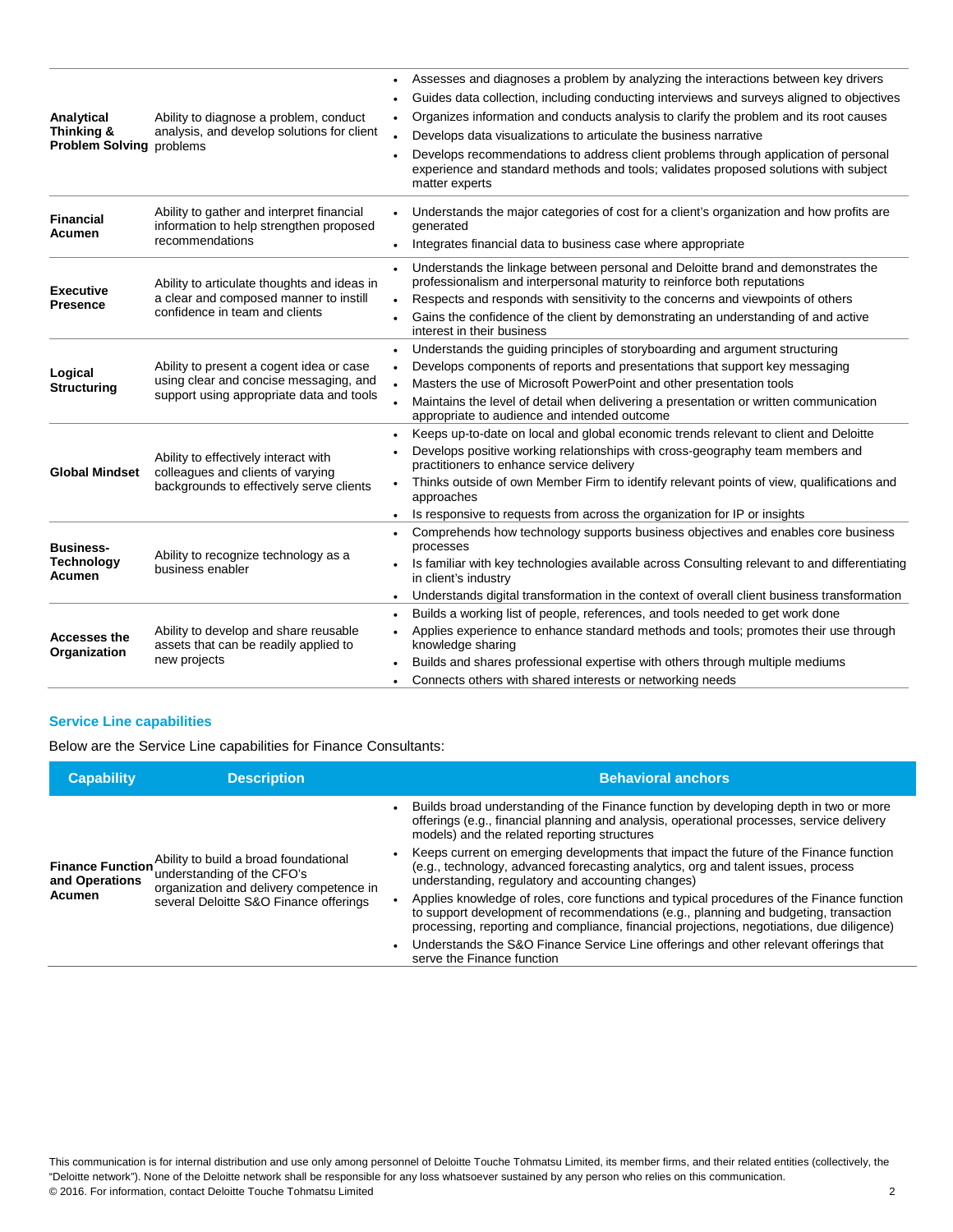| | | |
|---|---|---|
| **Analytical Thinking & Problem Solving** | Ability to diagnose a problem, conduct analysis, and develop solutions for client problems | • Assesses and diagnoses a problem by analyzing the interactions between key drivers<br>• Guides data collection, including conducting interviews and surveys aligned to objectives<br>• Organizes information and conducts analysis to clarify the problem and its root causes<br>• Develops data visualizations to articulate the business narrative<br>• Develops recommendations to address client problems through application of personal experience and standard methods and tools; validates proposed solutions with subject matter experts |
| **Financial Acumen** | Ability to gather and interpret financial information to help strengthen proposed recommendations | • Understands the major categories of cost for a client's organization and how profits are generated<br>• Integrates financial data to business case where appropriate |
| **Executive Presence** | Ability to articulate thoughts and ideas in a clear and composed manner to instill confidence in team and clients | • Understands the linkage between personal and Deloitte brand and demonstrates the professionalism and interpersonal maturity to reinforce both reputations<br>• Respects and responds with sensitivity to the concerns and viewpoints of others<br>• Gains the confidence of the client by demonstrating an understanding of and active interest in their business |
| **Logical Structuring** | Ability to present a cogent idea or case using clear and concise messaging, and support using appropriate data and tools | • Understands the guiding principles of storyboarding and argument structuring<br>• Develops components of reports and presentations that support key messaging<br>• Masters the use of Microsoft PowerPoint and other presentation tools<br>• Maintains the level of detail when delivering a presentation or written communication appropriate to audience and intended outcome |
| **Global Mindset** | Ability to effectively interact with colleagues and clients of varying backgrounds to effectively serve clients | • Keeps up-to-date on local and global economic trends relevant to client and Deloitte<br>• Develops positive working relationships with cross-geography team members and practitioners to enhance service delivery<br>• Thinks outside of own Member Firm to identify relevant points of view, qualifications and approaches<br>• Is responsive to requests from across the organization for IP or insights |
| **Business-Technology Acumen** | Ability to recognize technology as a business enabler | • Comprehends how technology supports business objectives and enables core business processes<br>• Is familiar with key technologies available across Consulting relevant to and differentiating in client's industry<br>• Understands digital transformation in the context of overall client business transformation |
| **Accesses the Organization** | Ability to develop and share reusable assets that can be readily applied to new projects | • Builds a working list of people, references, and tools needed to get work done<br>• Applies experience to enhance standard methods and tools; promotes their use through knowledge sharing<br>• Builds and shares professional expertise with others through multiple mediums<br>• Connects others with shared interests or networking needs |

## Service Line capabilities

Below are the Service Line capabilities for Finance Consultants:

| Capability | Description | Behavioral anchors |
|---|---|---|
| **Finance Function and Operations Acumen** | Ability to build a broad foundational understanding of the CFO's organization and delivery competence in several Deloitte S&O Finance offerings | • Builds broad understanding of the Finance function by developing depth in two or more offerings (e.g., financial planning and analysis, operational processes, service delivery models) and the related reporting structures<br>• Keeps current on emerging developments that impact the future of the Finance function (e.g., technology, advanced forecasting analytics, org and talent issues, process understanding, regulatory and accounting changes)<br>• Applies knowledge of roles, core functions and typical procedures of the Finance function to support development of recommendations (e.g., planning and budgeting, transaction processing, reporting and compliance, financial projections, negotiations, due diligence)<br>• Understands the S&O Finance Service Line offerings and other relevant offerings that serve the Finance function |

This communication is for internal distribution and use only among personnel of Deloitte Touche Tohmatsu Limited, its member firms, and their related entities (collectively, the "Deloitte network"). None of the Deloitte network shall be responsible for any loss whatsoever sustained by any person who relies on this communication.
© 2016. For information, contact Deloitte Touche Tohmatsu Limited